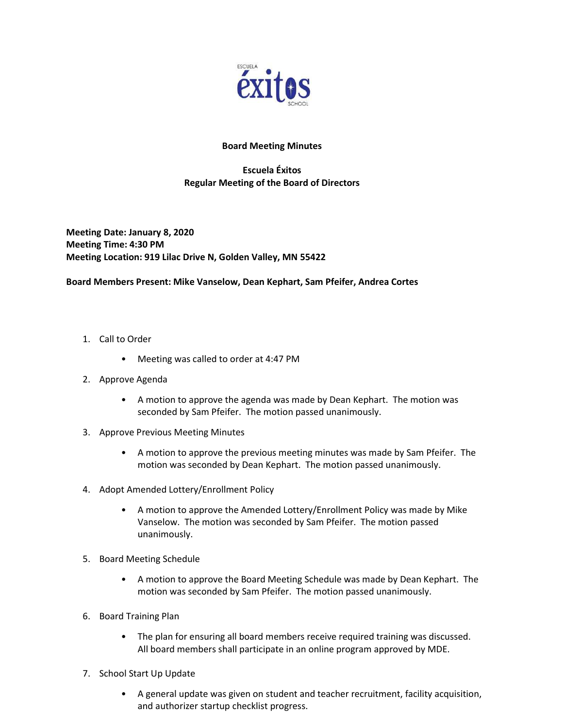ESCUELA

éxitos

SCHOOL

**Board Meeting Minutes**

**Escuela Éxitos**
**Regular Meeting of the Board of Directors**

**Meeting Date: January 8, 2020**
**Meeting Time: 4:30 PM**
**Meeting Location: 919 Lilac Drive N, Golden Valley, MN 55422**

**Board Members Present: Mike Vanselow, Dean Kephart, Sam Pfeifer, Andrea Cortes**

1. Call to Order
   - Meeting was called to order at 4:47 PM
2. Approve Agenda
   - A motion to approve the agenda was made by Dean Kephart. The motion was seconded by Sam Pfeifer. The motion passed unanimously.
3. Approve Previous Meeting Minutes
   - A motion to approve the previous meeting minutes was made by Sam Pfeifer. The motion was seconded by Dean Kephart. The motion passed unanimously.
4. Adopt Amended Lottery/Enrollment Policy
   - A motion to approve the Amended Lottery/Enrollment Policy was made by Mike Vanselow. The motion was seconded by Sam Pfeifer. The motion passed unanimously.
5. Board Meeting Schedule
   - A motion to approve the Board Meeting Schedule was made by Dean Kephart. The motion was seconded by Sam Pfeifer. The motion passed unanimously.
6. Board Training Plan
   - The plan for ensuring all board members receive required training was discussed. All board members shall participate in an online program approved by MDE.
7. School Start Up Update
   - A general update was given on student and teacher recruitment, facility acquisition, and authorizer startup checklist progress.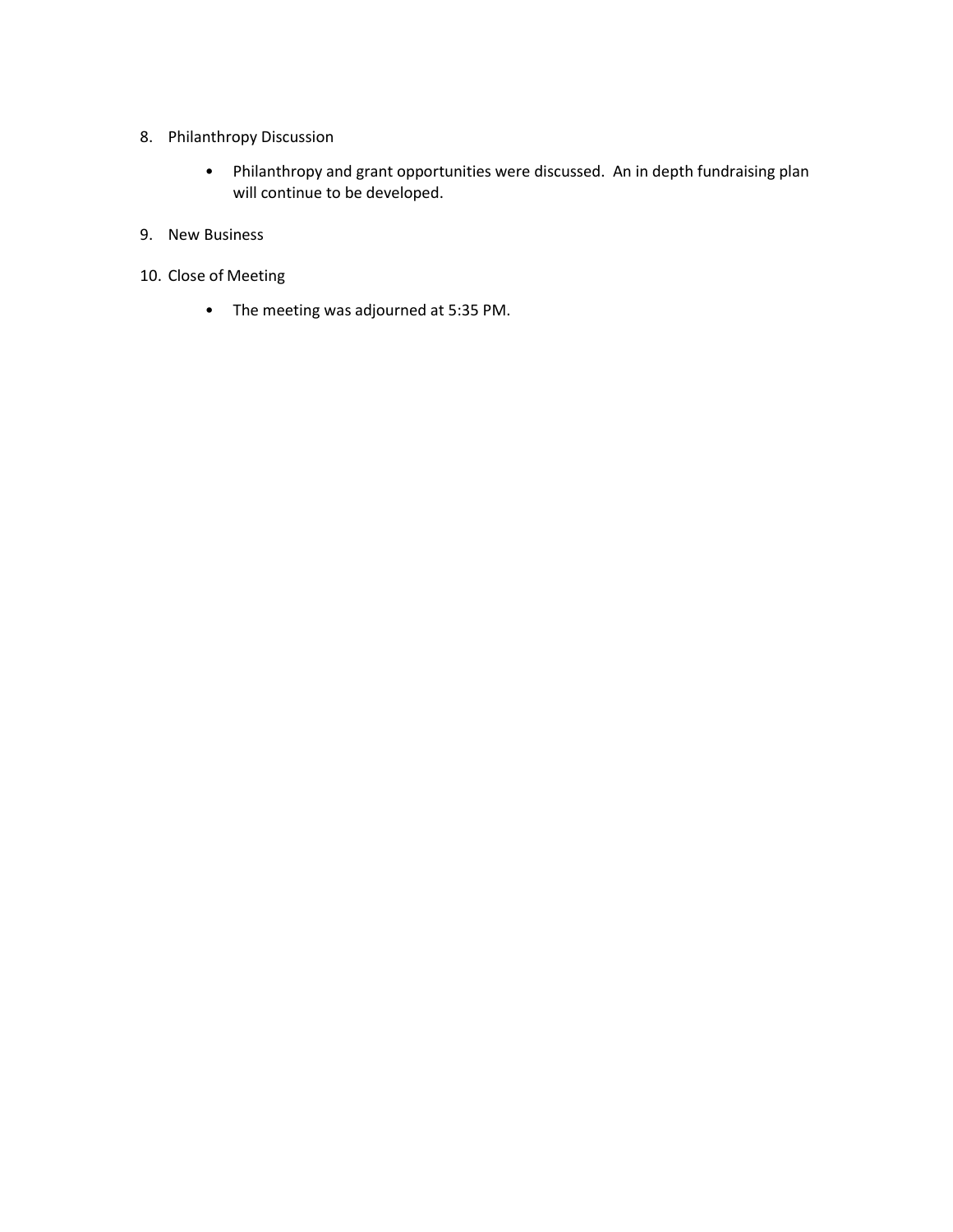8. Philanthropy Discussion

    - Philanthropy and grant opportunities were discussed.  An in depth fundraising plan will continue to be developed.

9. New Business

10. Close of Meeting

    - The meeting was adjourned at 5:35 PM.